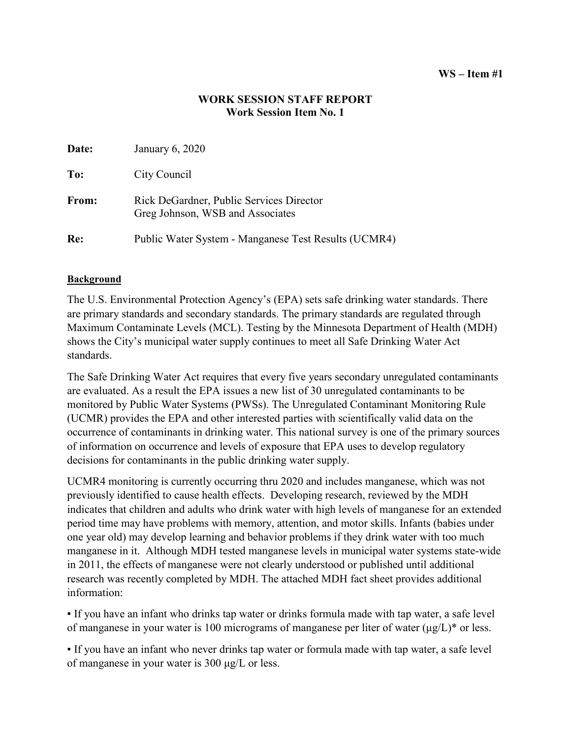**WS – Item #1**

# WORK SESSION STAFF REPORT
## Work Session Item No. 1

**Date:** January 6, 2020

**To:** City Council

**From:** Rick DeGardner, Public Services Director
Greg Johnson, WSB and Associates

**Re:** Public Water System - Manganese Test Results (UCMR4)

### Background

The U.S. Environmental Protection Agency's (EPA) sets safe drinking water standards. There are primary standards and secondary standards. The primary standards are regulated through Maximum Contaminate Levels (MCL). Testing by the Minnesota Department of Health (MDH) shows the City's municipal water supply continues to meet all Safe Drinking Water Act standards.

The Safe Drinking Water Act requires that every five years secondary unregulated contaminants are evaluated. As a result the EPA issues a new list of 30 unregulated contaminants to be monitored by Public Water Systems (PWSs). The Unregulated Contaminant Monitoring Rule (UCMR) provides the EPA and other interested parties with scientifically valid data on the occurrence of contaminants in drinking water. This national survey is one of the primary sources of information on occurrence and levels of exposure that EPA uses to develop regulatory decisions for contaminants in the public drinking water supply.

UCMR4 monitoring is currently occurring thru 2020 and includes manganese, which was not previously identified to cause health effects. Developing research, reviewed by the MDH indicates that children and adults who drink water with high levels of manganese for an extended period time may have problems with memory, attention, and motor skills. Infants (babies under one year old) may develop learning and behavior problems if they drink water with too much manganese in it. Although MDH tested manganese levels in municipal water systems state-wide in 2011, the effects of manganese were not clearly understood or published until additional research was recently completed by MDH. The attached MDH fact sheet provides additional information:

▪ If you have an infant who drinks tap water or drinks formula made with tap water, a safe level of manganese in your water is 100 micrograms of manganese per liter of water (μg/L)* or less.

▪ If you have an infant who never drinks tap water or formula made with tap water, a safe level of manganese in your water is 300 μg/L or less.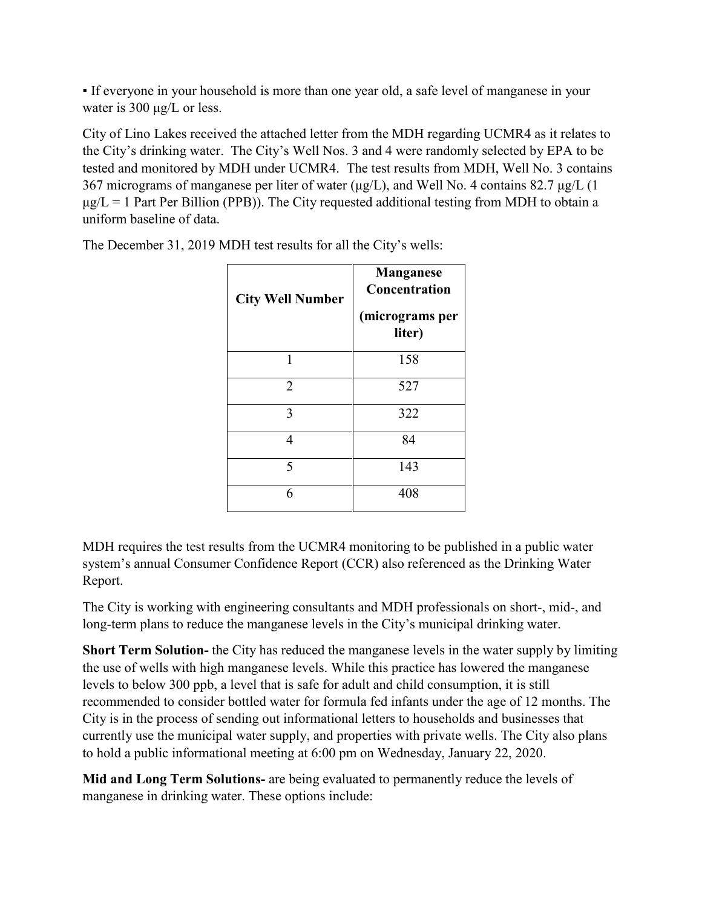▪ If everyone in your household is more than one year old, a safe level of manganese in your water is 300 µg/L or less.

City of Lino Lakes received the attached letter from the MDH regarding UCMR4 as it relates to the City's drinking water. The City's Well Nos. 3 and 4 were randomly selected by EPA to be tested and monitored by MDH under UCMR4. The test results from MDH, Well No. 3 contains 367 micrograms of manganese per liter of water (µg/L), and Well No. 4 contains 82.7 µg/L (1 µg/L = 1 Part Per Billion (PPB)). The City requested additional testing from MDH to obtain a uniform baseline of data.

The December 31, 2019 MDH test results for all the City's wells:

| City Well Number | Manganese Concentration (micrograms per liter) |
|---|---|
| 1 | 158 |
| 2 | 527 |
| 3 | 322 |
| 4 | 84 |
| 5 | 143 |
| 6 | 408 |

MDH requires the test results from the UCMR4 monitoring to be published in a public water system's annual Consumer Confidence Report (CCR) also referenced as the Drinking Water Report.

The City is working with engineering consultants and MDH professionals on short-, mid-, and long-term plans to reduce the manganese levels in the City's municipal drinking water.

**Short Term Solution-** the City has reduced the manganese levels in the water supply by limiting the use of wells with high manganese levels. While this practice has lowered the manganese levels to below 300 ppb, a level that is safe for adult and child consumption, it is still recommended to consider bottled water for formula fed infants under the age of 12 months. The City is in the process of sending out informational letters to households and businesses that currently use the municipal water supply, and properties with private wells. The City also plans to hold a public informational meeting at 6:00 pm on Wednesday, January 22, 2020.

**Mid and Long Term Solutions-** are being evaluated to permanently reduce the levels of manganese in drinking water. These options include: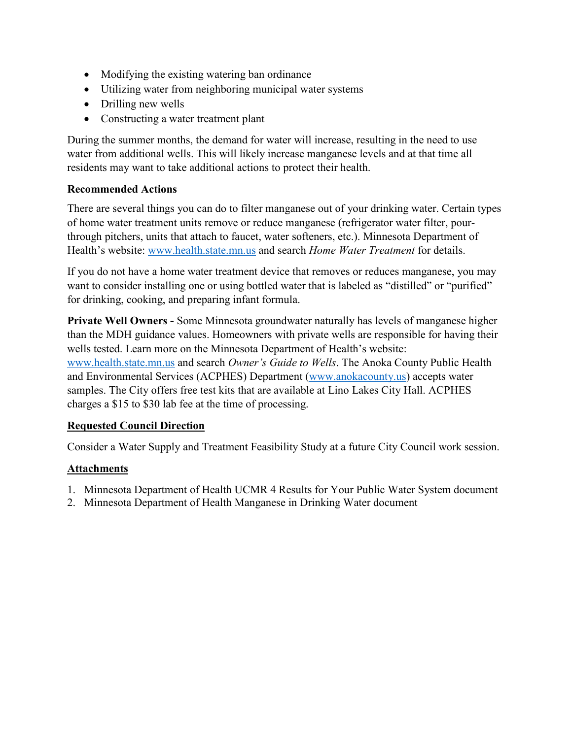- Modifying the existing watering ban ordinance
- Utilizing water from neighboring municipal water systems
- Drilling new wells
- Constructing a water treatment plant

During the summer months, the demand for water will increase, resulting in the need to use water from additional wells. This will likely increase manganese levels and at that time all residents may want to take additional actions to protect their health.

**Recommended Actions**

There are several things you can do to filter manganese out of your drinking water. Certain types of home water treatment units remove or reduce manganese (refrigerator water filter, pour-through pitchers, units that attach to faucet, water softeners, etc.). Minnesota Department of Health's website: www.health.state.mn.us and search *Home Water Treatment* for details.

If you do not have a home water treatment device that removes or reduces manganese, you may want to consider installing one or using bottled water that is labeled as "distilled" or "purified" for drinking, cooking, and preparing infant formula.

**Private Well Owners -** Some Minnesota groundwater naturally has levels of manganese higher than the MDH guidance values. Homeowners with private wells are responsible for having their wells tested. Learn more on the Minnesota Department of Health's website: www.health.state.mn.us and search *Owner's Guide to Wells*. The Anoka County Public Health and Environmental Services (ACPHES) Department (www.anokacounty.us) accepts water samples. The City offers free test kits that are available at Lino Lakes City Hall. ACPHES charges a $15 to $30 lab fee at the time of processing.

**Requested Council Direction**

Consider a Water Supply and Treatment Feasibility Study at a future City Council work session.

**Attachments**

1. Minnesota Department of Health UCMR 4 Results for Your Public Water System document
2. Minnesota Department of Health Manganese in Drinking Water document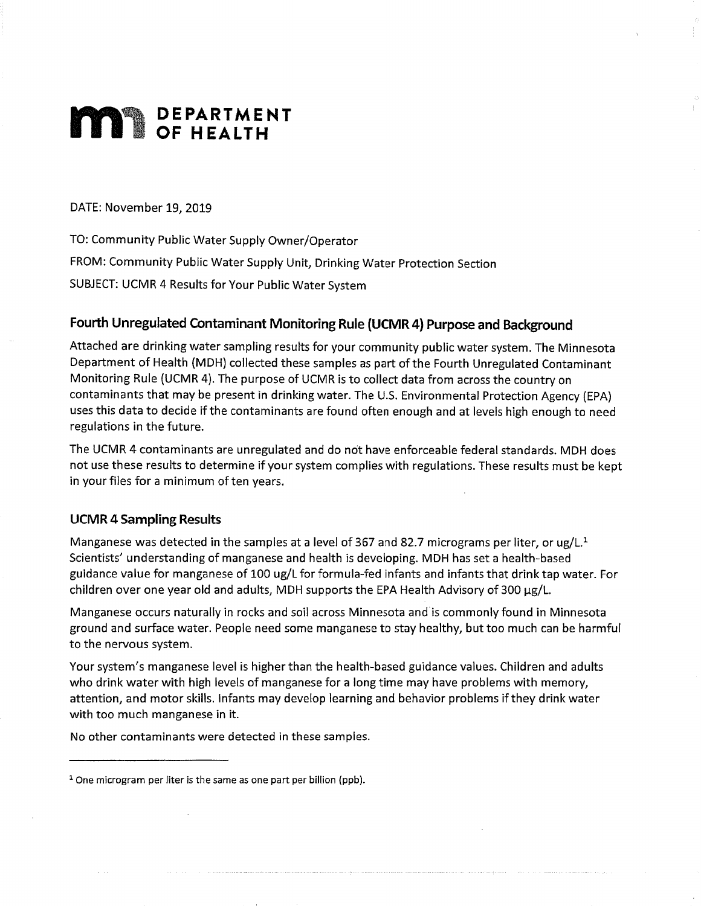**DEPARTMENT OF HEALTH**

DATE: November 19, 2019

TO: Community Public Water Supply Owner/Operator

FROM: Community Public Water Supply Unit, Drinking Water Protection Section

SUBJECT: UCMR 4 Results for Your Public Water System

## Fourth Unregulated Contaminant Monitoring Rule (UCMR 4) Purpose and Background

Attached are drinking water sampling results for your community public water system. The Minnesota Department of Health (MDH) collected these samples as part of the Fourth Unregulated Contaminant Monitoring Rule (UCMR 4). The purpose of UCMR is to collect data from across the country on contaminants that may be present in drinking water. The U.S. Environmental Protection Agency (EPA) uses this data to decide if the contaminants are found often enough and at levels high enough to need regulations in the future.

The UCMR 4 contaminants are unregulated and do not have enforceable federal standards. MDH does not use these results to determine if your system complies with regulations. These results must be kept in your files for a minimum of ten years.

### UCMR 4 Sampling Results

Manganese was detected in the samples at a level of 367 and 82.7 micrograms per liter, or ug/L.[1] Scientists' understanding of manganese and health is developing. MDH has set a health-based guidance value for manganese of 100 ug/L for formula-fed infants and infants that drink tap water. For children over one year old and adults, MDH supports the EPA Health Advisory of 300 µg/L.

Manganese occurs naturally in rocks and soil across Minnesota and is commonly found in Minnesota ground and surface water. People need some manganese to stay healthy, but too much can be harmful to the nervous system.

Your system's manganese level is higher than the health-based guidance values. Children and adults who drink water with high levels of manganese for a long time may have problems with memory, attention, and motor skills. Infants may develop learning and behavior problems if they drink water with too much manganese in it.

No other contaminants were detected in these samples.

---

[1] One microgram per liter is the same as one part per billion (ppb).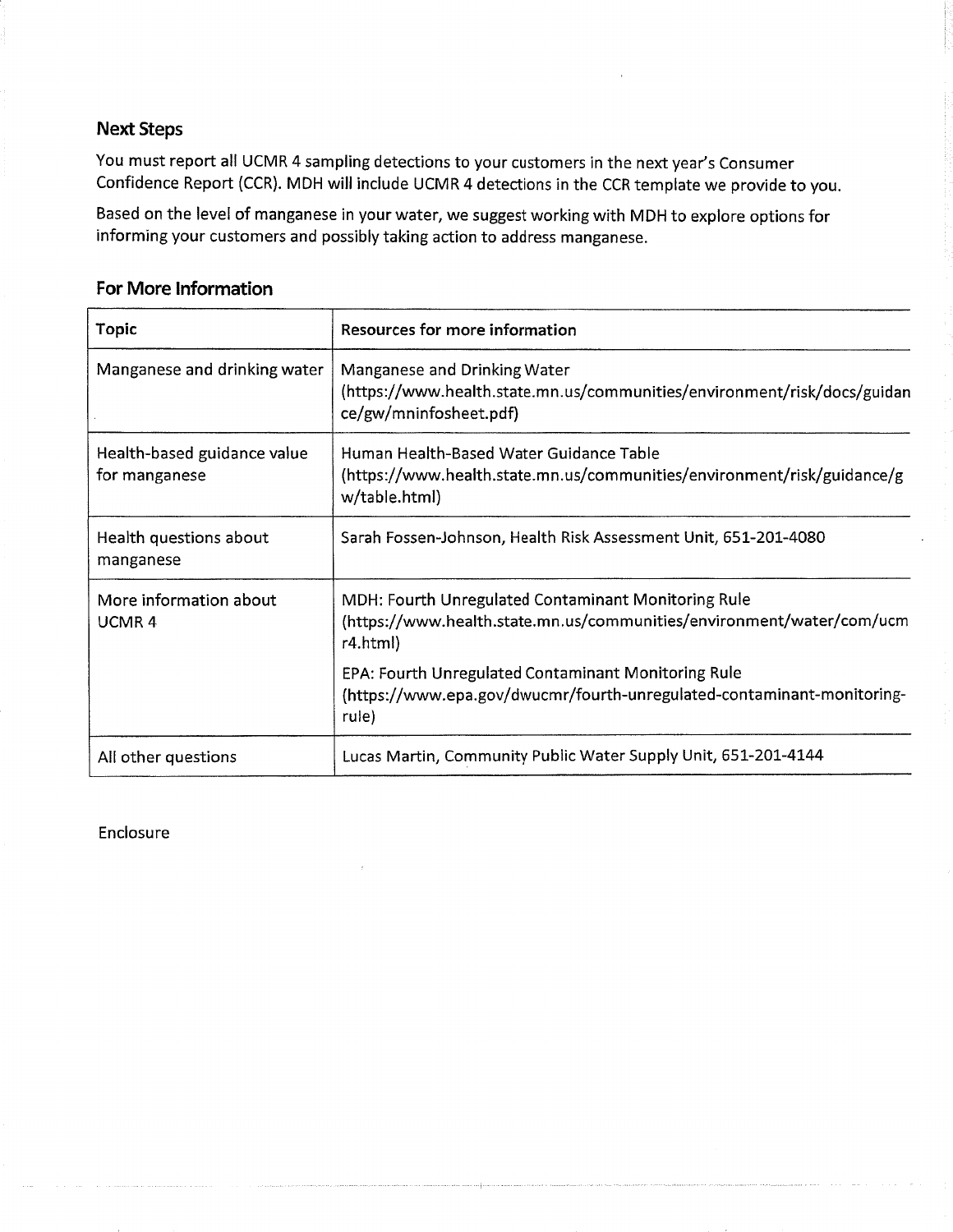## Next Steps

You must report all UCMR 4 sampling detections to your customers in the next year's Consumer Confidence Report (CCR). MDH will include UCMR 4 detections in the CCR template we provide to you.

Based on the level of manganese in your water, we suggest working with MDH to explore options for informing your customers and possibly taking action to address manganese.

## For More Information

| Topic | Resources for more information |
|---|---|
| Manganese and drinking water | Manganese and Drinking Water (https://www.health.state.mn.us/communities/environment/risk/docs/guidance/gw/mninfosheet.pdf) |
| Health-based guidance value for manganese | Human Health-Based Water Guidance Table (https://www.health.state.mn.us/communities/environment/risk/guidance/gw/table.html) |
| Health questions about manganese | Sarah Fossen-Johnson, Health Risk Assessment Unit, 651-201-4080 |
| More information about UCMR 4 | MDH: Fourth Unregulated Contaminant Monitoring Rule (https://www.health.state.mn.us/communities/environment/water/com/ucmr4.html)<br><br>EPA: Fourth Unregulated Contaminant Monitoring Rule (https://www.epa.gov/dwucmr/fourth-unregulated-contaminant-monitoring-rule) |
| All other questions | Lucas Martin, Community Public Water Supply Unit, 651-201-4144 |

Enclosure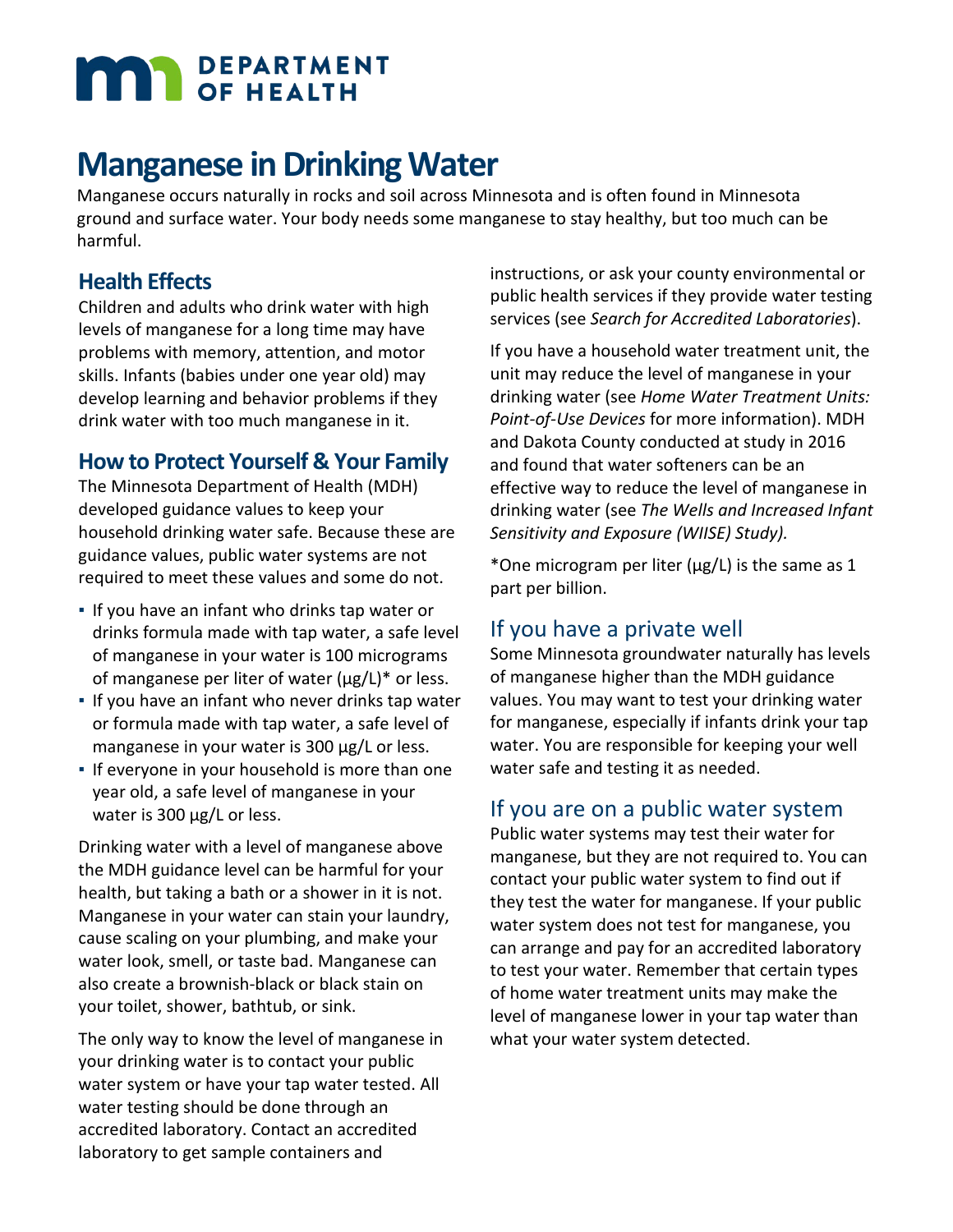# Manganese in Drinking Water

Manganese occurs naturally in rocks and soil across Minnesota and is often found in Minnesota ground and surface water. Your body needs some manganese to stay healthy, but too much can be harmful.

## Health Effects

Children and adults who drink water with high levels of manganese for a long time may have problems with memory, attention, and motor skills. Infants (babies under one year old) may develop learning and behavior problems if they drink water with too much manganese in it.

## How to Protect Yourself & Your Family

The Minnesota Department of Health (MDH) developed guidance values to keep your household drinking water safe. Because these are guidance values, public water systems are not required to meet these values and some do not.

- If you have an infant who drinks tap water or drinks formula made with tap water, a safe level of manganese in your water is 100 micrograms of manganese per liter of water (µg/L)* or less.
- If you have an infant who never drinks tap water or formula made with tap water, a safe level of manganese in your water is 300 µg/L or less.
- If everyone in your household is more than one year old, a safe level of manganese in your water is 300 µg/L or less.

Drinking water with a level of manganese above the MDH guidance level can be harmful for your health, but taking a bath or a shower in it is not. Manganese in your water can stain your laundry, cause scaling on your plumbing, and make your water look, smell, or taste bad. Manganese can also create a brownish-black or black stain on your toilet, shower, bathtub, or sink.

The only way to know the level of manganese in your drinking water is to contact your public water system or have your tap water tested. All water testing should be done through an accredited laboratory. Contact an accredited laboratory to get sample containers and instructions, or ask your county environmental or public health services if they provide water testing services (see *Search for Accredited Laboratories*).

If you have a household water treatment unit, the unit may reduce the level of manganese in your drinking water (see *Home Water Treatment Units: Point-of-Use Devices* for more information). MDH and Dakota County conducted at study in 2016 and found that water softeners can be an effective way to reduce the level of manganese in drinking water (see *The Wells and Increased Infant Sensitivity and Exposure (WIISE) Study).*

*One microgram per liter (µg/L) is the same as 1 part per billion.

## If you have a private well

Some Minnesota groundwater naturally has levels of manganese higher than the MDH guidance values. You may want to test your drinking water for manganese, especially if infants drink your tap water. You are responsible for keeping your well water safe and testing it as needed.

## If you are on a public water system

Public water systems may test their water for manganese, but they are not required to. You can contact your public water system to find out if they test the water for manganese. If your public water system does not test for manganese, you can arrange and pay for an accredited laboratory to test your water. Remember that certain types of home water treatment units may make the level of manganese lower in your tap water than what your water system detected.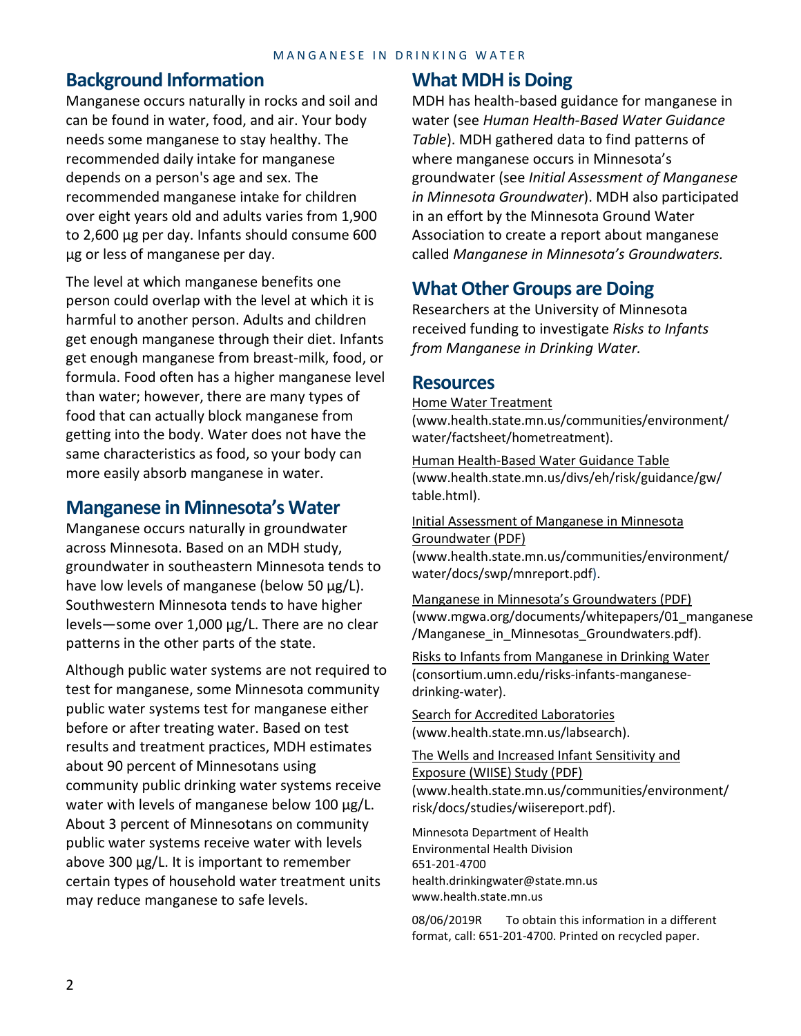## Background Information

Manganese occurs naturally in rocks and soil and can be found in water, food, and air. Your body needs some manganese to stay healthy. The recommended daily intake for manganese depends on a person's age and sex. The recommended manganese intake for children over eight years old and adults varies from 1,900 to 2,600 µg per day. Infants should consume 600 µg or less of manganese per day.

The level at which manganese benefits one person could overlap with the level at which it is harmful to another person. Adults and children get enough manganese through their diet. Infants get enough manganese from breast-milk, food, or formula. Food often has a higher manganese level than water; however, there are many types of food that can actually block manganese from getting into the body. Water does not have the same characteristics as food, so your body can more easily absorb manganese in water.

## Manganese in Minnesota's Water

Manganese occurs naturally in groundwater across Minnesota. Based on an MDH study, groundwater in southeastern Minnesota tends to have low levels of manganese (below 50 µg/L). Southwestern Minnesota tends to have higher levels—some over 1,000 µg/L. There are no clear patterns in the other parts of the state.

Although public water systems are not required to test for manganese, some Minnesota community public water systems test for manganese either before or after treating water. Based on test results and treatment practices, MDH estimates about 90 percent of Minnesotans using community public drinking water systems receive water with levels of manganese below 100 µg/L. About 3 percent of Minnesotans on community public water systems receive water with levels above 300 µg/L. It is important to remember certain types of household water treatment units may reduce manganese to safe levels.

## What MDH is Doing

MDH has health-based guidance for manganese in water (see *Human Health-Based Water Guidance Table*). MDH gathered data to find patterns of where manganese occurs in Minnesota's groundwater (see *Initial Assessment of Manganese in Minnesota Groundwater*). MDH also participated in an effort by the Minnesota Ground Water Association to create a report about manganese called *Manganese in Minnesota's Groundwaters.*

## What Other Groups are Doing

Researchers at the University of Minnesota received funding to investigate *Risks to Infants from Manganese in Drinking Water.*

## Resources

Home Water Treatment (www.health.state.mn.us/communities/environment/water/factsheet/hometreatment).

Human Health-Based Water Guidance Table (www.health.state.mn.us/divs/eh/risk/guidance/gw/table.html).

Initial Assessment of Manganese in Minnesota Groundwater (PDF) (www.health.state.mn.us/communities/environment/water/docs/swp/mnreport.pdf).

Manganese in Minnesota's Groundwaters (PDF) (www.mgwa.org/documents/whitepapers/01_manganese/Manganese_in_Minnesotas_Groundwaters.pdf).

Risks to Infants from Manganese in Drinking Water (consortium.umn.edu/risks-infants-manganese-drinking-water).

Search for Accredited Laboratories (www.health.state.mn.us/labsearch).

The Wells and Increased Infant Sensitivity and Exposure (WIISE) Study (PDF) (www.health.state.mn.us/communities/environment/risk/docs/studies/wiisereport.pdf).

Minnesota Department of Health
Environmental Health Division
651-201-4700
health.drinkingwater@state.mn.us
www.health.state.mn.us

08/06/2019R To obtain this information in a different format, call: 651-201-4700. Printed on recycled paper.